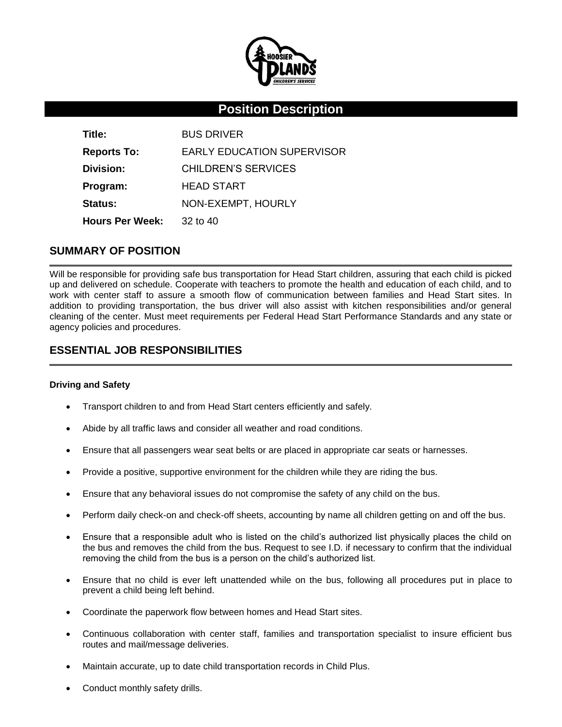# Position Description

| | |
|---|---|
| **Title:** | BUS DRIVER |
| **Reports To:** | EARLY EDUCATION SUPERVISOR |
| **Division:** | CHILDREN'S SERVICES |
| **Program:** | HEAD START |
| **Status:** | NON-EXEMPT, HOURLY |
| **Hours Per Week:** | 32 to 40 |

## SUMMARY OF POSITION

Will be responsible for providing safe bus transportation for Head Start children, assuring that each child is picked up and delivered on schedule. Cooperate with teachers to promote the health and education of each child, and to work with center staff to assure a smooth flow of communication between families and Head Start sites. In addition to providing transportation, the bus driver will also assist with kitchen responsibilities and/or general cleaning of the center. Must meet requirements per Federal Head Start Performance Standards and any state or agency policies and procedures.

## ESSENTIAL JOB RESPONSIBILITIES

**Driving and Safety**

- Transport children to and from Head Start centers efficiently and safely.
- Abide by all traffic laws and consider all weather and road conditions.
- Ensure that all passengers wear seat belts or are placed in appropriate car seats or harnesses.
- Provide a positive, supportive environment for the children while they are riding the bus.
- Ensure that any behavioral issues do not compromise the safety of any child on the bus.
- Perform daily check-on and check-off sheets, accounting by name all children getting on and off the bus.
- Ensure that a responsible adult who is listed on the child's authorized list physically places the child on the bus and removes the child from the bus. Request to see I.D. if necessary to confirm that the individual removing the child from the bus is a person on the child's authorized list.
- Ensure that no child is ever left unattended while on the bus, following all procedures put in place to prevent a child being left behind.
- Coordinate the paperwork flow between homes and Head Start sites.
- Continuous collaboration with center staff, families and transportation specialist to insure efficient bus routes and mail/message deliveries.
- Maintain accurate, up to date child transportation records in Child Plus.
- Conduct monthly safety drills.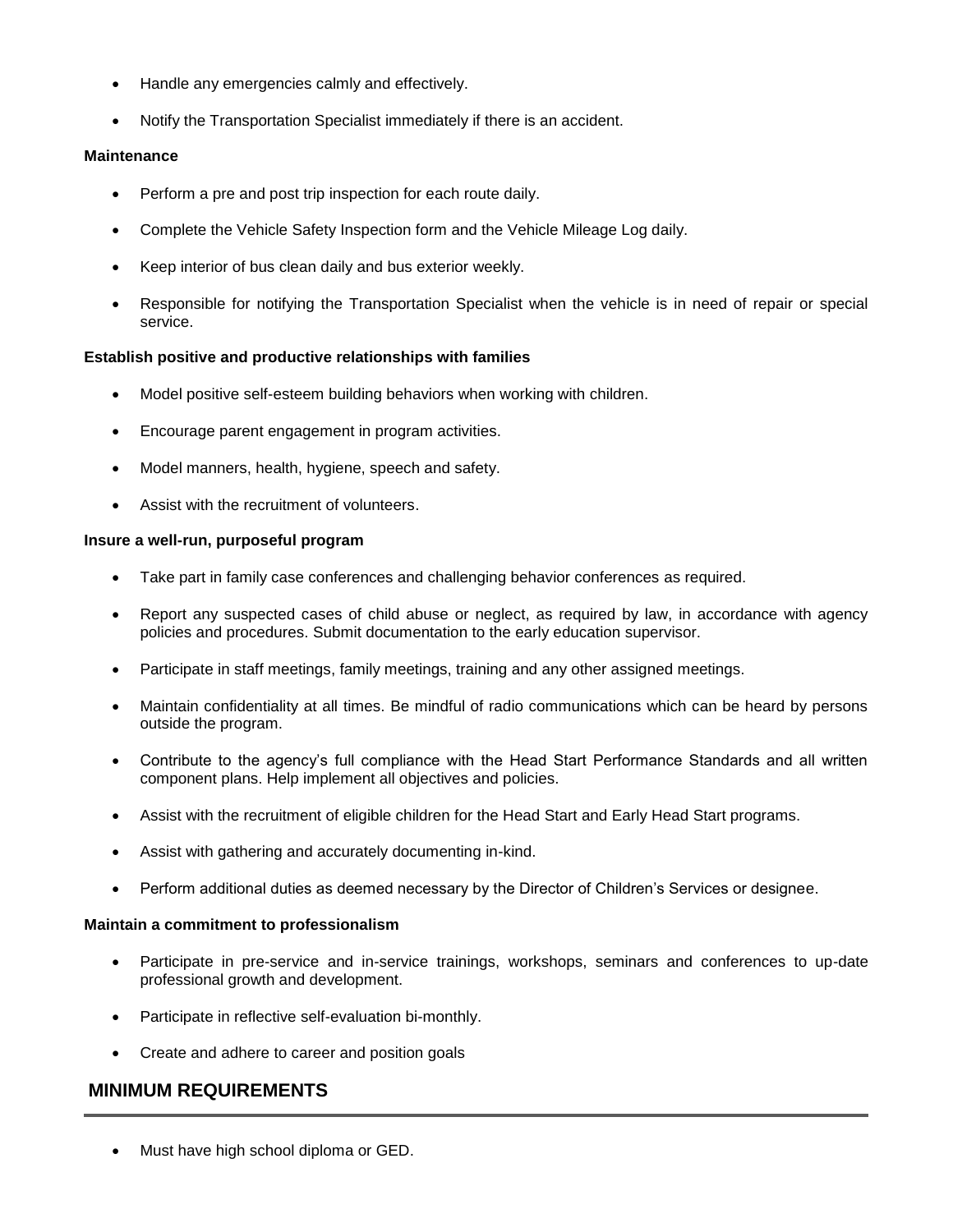- Handle any emergencies calmly and effectively.
- Notify the Transportation Specialist immediately if there is an accident.

**Maintenance**

- Perform a pre and post trip inspection for each route daily.
- Complete the Vehicle Safety Inspection form and the Vehicle Mileage Log daily.
- Keep interior of bus clean daily and bus exterior weekly.
- Responsible for notifying the Transportation Specialist when the vehicle is in need of repair or special service.

**Establish positive and productive relationships with families**

- Model positive self-esteem building behaviors when working with children.
- Encourage parent engagement in program activities.
- Model manners, health, hygiene, speech and safety.
- Assist with the recruitment of volunteers.

**Insure a well-run, purposeful program**

- Take part in family case conferences and challenging behavior conferences as required.
- Report any suspected cases of child abuse or neglect, as required by law, in accordance with agency policies and procedures. Submit documentation to the early education supervisor.
- Participate in staff meetings, family meetings, training and any other assigned meetings.
- Maintain confidentiality at all times. Be mindful of radio communications which can be heard by persons outside the program.
- Contribute to the agency's full compliance with the Head Start Performance Standards and all written component plans. Help implement all objectives and policies.
- Assist with the recruitment of eligible children for the Head Start and Early Head Start programs.
- Assist with gathering and accurately documenting in-kind.
- Perform additional duties as deemed necessary by the Director of Children's Services or designee.

**Maintain a commitment to professionalism**

- Participate in pre-service and in-service trainings, workshops, seminars and conferences to up-date professional growth and development.
- Participate in reflective self-evaluation bi-monthly.
- Create and adhere to career and position goals

## MINIMUM REQUIREMENTS

- Must have high school diploma or GED.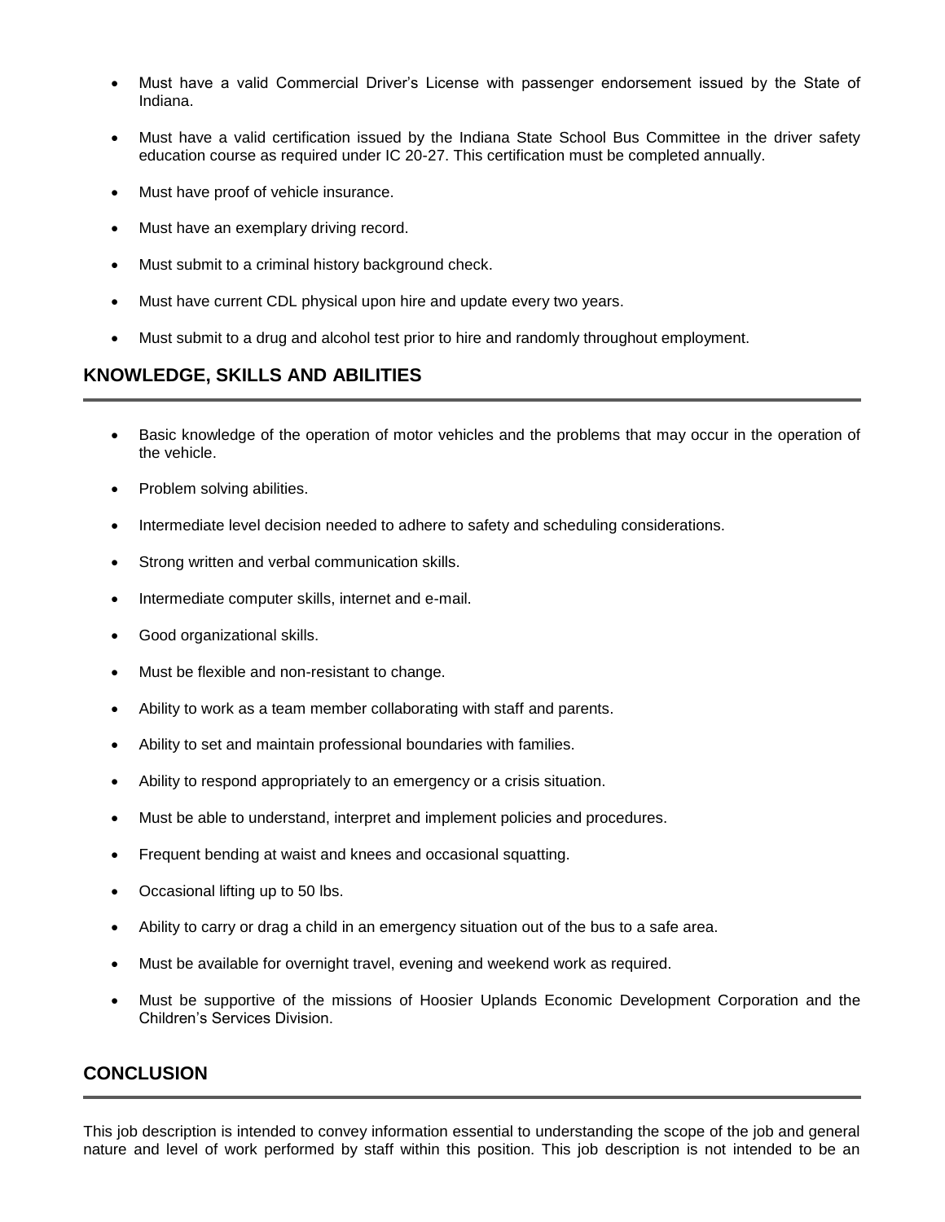- Must have a valid Commercial Driver's License with passenger endorsement issued by the State of Indiana.
- Must have a valid certification issued by the Indiana State School Bus Committee in the driver safety education course as required under IC 20-27. This certification must be completed annually.
- Must have proof of vehicle insurance.
- Must have an exemplary driving record.
- Must submit to a criminal history background check.
- Must have current CDL physical upon hire and update every two years.
- Must submit to a drug and alcohol test prior to hire and randomly throughout employment.

## KNOWLEDGE, SKILLS AND ABILITIES

- Basic knowledge of the operation of motor vehicles and the problems that may occur in the operation of the vehicle.
- Problem solving abilities.
- Intermediate level decision needed to adhere to safety and scheduling considerations.
- Strong written and verbal communication skills.
- Intermediate computer skills, internet and e-mail.
- Good organizational skills.
- Must be flexible and non-resistant to change.
- Ability to work as a team member collaborating with staff and parents.
- Ability to set and maintain professional boundaries with families.
- Ability to respond appropriately to an emergency or a crisis situation.
- Must be able to understand, interpret and implement policies and procedures.
- Frequent bending at waist and knees and occasional squatting.
- Occasional lifting up to 50 lbs.
- Ability to carry or drag a child in an emergency situation out of the bus to a safe area.
- Must be available for overnight travel, evening and weekend work as required.
- Must be supportive of the missions of Hoosier Uplands Economic Development Corporation and the Children's Services Division.

## CONCLUSION

This job description is intended to convey information essential to understanding the scope of the job and general nature and level of work performed by staff within this position. This job description is not intended to be an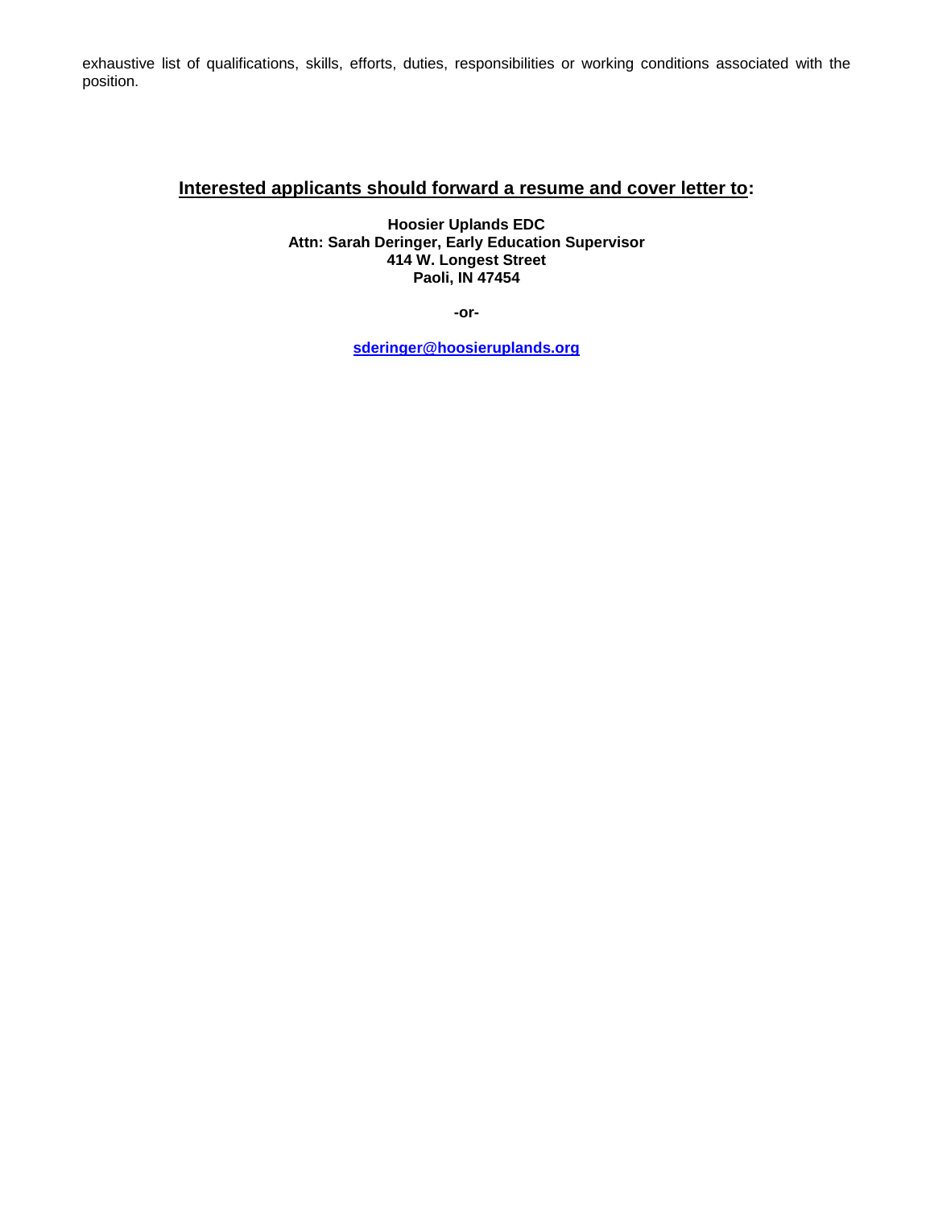exhaustive list of qualifications, skills, efforts, duties, responsibilities or working conditions associated with the position.

**<u>Interested applicants should forward a resume and cover letter to</u>:**

**Hoosier Uplands EDC**
**Attn: Sarah Deringer, Early Education Supervisor**
**414 W. Longest Street**
**Paoli, IN 47454**

**-or-**

**[sderinger@hoosieruplands.org](mailto:sderinger@hoosieruplands.org)**